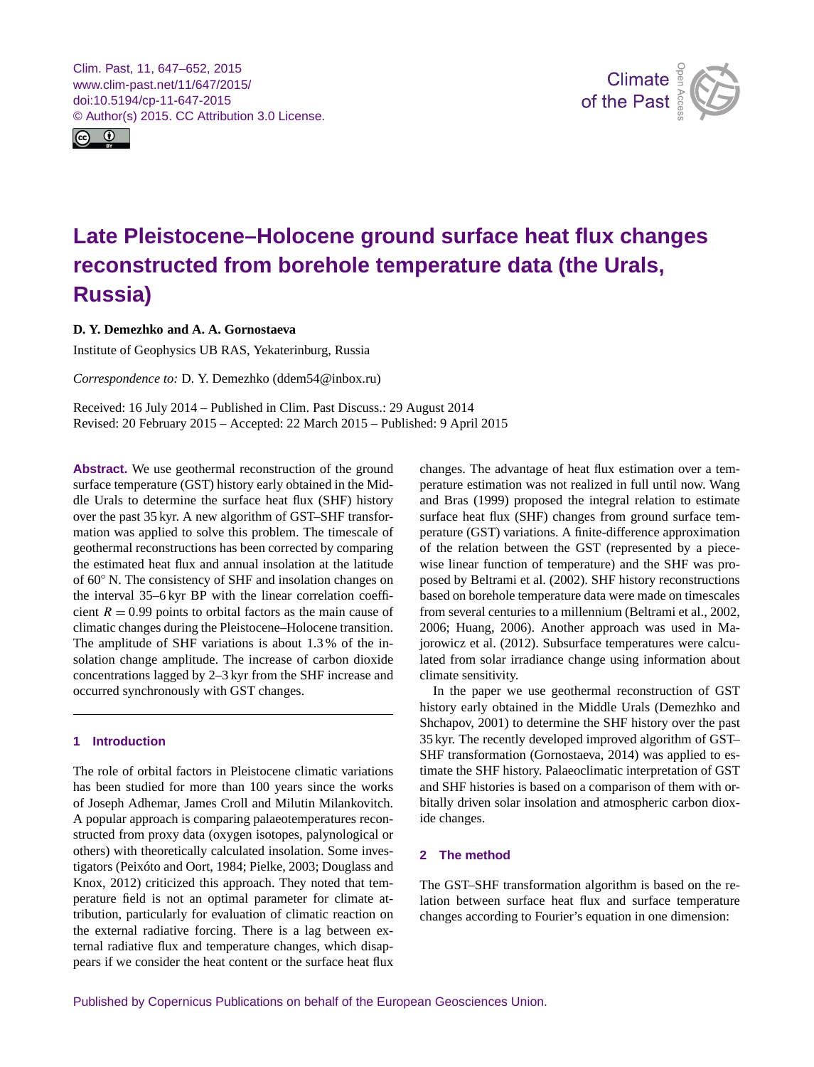# Late Pleistocene–Holocene ground surface heat flux changes reconstructed from borehole temperature data (the Urals, Russia)

**D. Y. Demezhko and A. A. Gornostaeva**

Institute of Geophysics UB RAS, Yekaterinburg, Russia

*Correspondence to:* D. Y. Demezhko (ddem54@inbox.ru)

Received: 16 July 2014 – Published in Clim. Past Discuss.: 29 August 2014
Revised: 20 February 2015 – Accepted: 22 March 2015 – Published: 9 April 2015

**Abstract.** We use geothermal reconstruction of the ground surface temperature (GST) history early obtained in the Middle Urals to determine the surface heat flux (SHF) history over the past 35 kyr. A new algorithm of GST–SHF transformation was applied to solve this problem. The timescale of geothermal reconstructions has been corrected by comparing the estimated heat flux and annual insolation at the latitude of 60° N. The consistency of SHF and insolation changes on the interval 35–6 kyr BP with the linear correlation coefficient $R = 0.99$ points to orbital factors as the main cause of climatic changes during the Pleistocene–Holocene transition. The amplitude of SHF variations is about 1.3 % of the insolation change amplitude. The increase of carbon dioxide concentrations lagged by 2–3 kyr from the SHF increase and occurred synchronously with GST changes.

## 1 Introduction

The role of orbital factors in Pleistocene climatic variations has been studied for more than 100 years since the works of Joseph Adhemar, James Croll and Milutin Milankovitch. A popular approach is comparing palaeotemperatures reconstructed from proxy data (oxygen isotopes, palynological or others) with theoretically calculated insolation. Some investigators (Peixóto and Oort, 1984; Pielke, 2003; Douglass and Knox, 2012) criticized this approach. They noted that temperature field is not an optimal parameter for climate attribution, particularly for evaluation of climatic reaction on the external radiative forcing. There is a lag between external radiative flux and temperature changes, which disappears if we consider the heat content or the surface heat flux changes. The advantage of heat flux estimation over a temperature estimation was not realized in full until now. Wang and Bras (1999) proposed the integral relation to estimate surface heat flux (SHF) changes from ground surface temperature (GST) variations. A finite-difference approximation of the relation between the GST (represented by a piecewise linear function of temperature) and the SHF was proposed by Beltrami et al. (2002). SHF history reconstructions based on borehole temperature data were made on timescales from several centuries to a millennium (Beltrami et al., 2002, 2006; Huang, 2006). Another approach was used in Majorowicz et al. (2012). Subsurface temperatures were calculated from solar irradiance change using information about climate sensitivity.

In the paper we use geothermal reconstruction of GST history early obtained in the Middle Urals (Demezhko and Shchapov, 2001) to determine the SHF history over the past 35 kyr. The recently developed improved algorithm of GST–SHF transformation (Gornostaeva, 2014) was applied to estimate the SHF history. Palaeoclimatic interpretation of GST and SHF histories is based on a comparison of them with orbitally driven solar insolation and atmospheric carbon dioxide changes.

## 2 The method

The GST–SHF transformation algorithm is based on the relation between surface heat flux and surface temperature changes according to Fourier's equation in one dimension: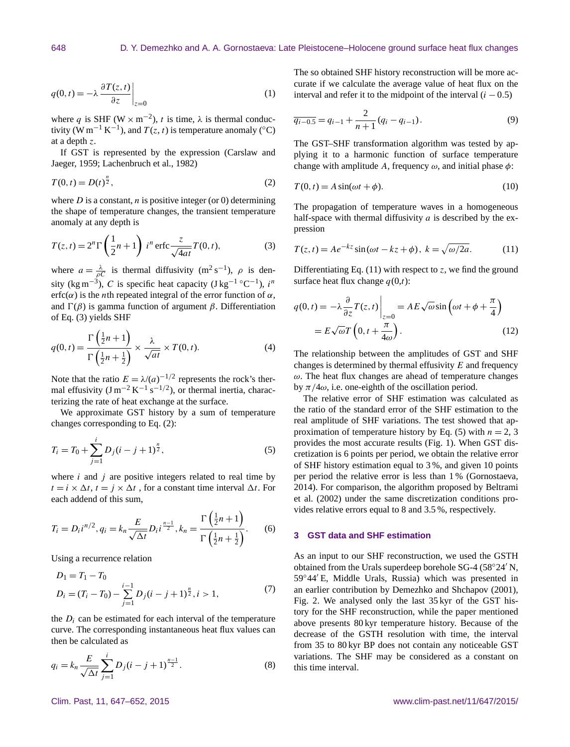$$q(0,t) = -\lambda \left.\frac{\partial T(z,t)}{\partial z}\right|_{z=0} \tag{1}$$

where $q$ is SHF ($\mathrm{W \times m^{-2}}$), $t$ is time, $\lambda$ is thermal conductivity ($\mathrm{W\,m^{-1}\,K^{-1}}$), and $T(z,t)$ is temperature anomaly (°C) at a depth $z$.

If GST is represented by the expression (Carslaw and Jaeger, 1959; Lachenbruch et al., 1982)

$$T(0,t) = D(t)^{\frac{n}{2}}, \tag{2}$$

where $D$ is a constant, $n$ is positive integer (or 0) determining the shape of temperature changes, the transient temperature anomaly at any depth is

$$T(z,t) = 2^n \Gamma\left(\frac{1}{2}n + 1\right) \, i^n \operatorname{erfc} \frac{z}{\sqrt{4at}} T(0,t), \tag{3}$$

where $a = \frac{\lambda}{\rho C}$ is thermal diffusivity ($\mathrm{m^2\,s^{-1}}$), $\rho$ is density ($\mathrm{kg\,m^{-3}}$), $C$ is specific heat capacity ($\mathrm{J\,kg^{-1}\,°C^{-1}}$), $i^n \operatorname{erfc}(\alpha)$ is the $n$th repeated integral of the error function of $\alpha$, and $\Gamma(\beta)$ is gamma function of argument $\beta$. Differentiation of Eq. (3) yields SHF

$$q(0,t) = \frac{\Gamma\left(\frac{1}{2}n+1\right)}{\Gamma\left(\frac{1}{2}n+\frac{1}{2}\right)} \times \frac{\lambda}{\sqrt{at}} \times T(0,t). \tag{4}$$

Note that the ratio $E = \lambda/(a)^{-1/2}$ represents the rock's thermal effusivity ($\mathrm{J\,m^{-2}\,K^{-1}\,s^{-1/2}}$), or thermal inertia, characterizing the rate of heat exchange at the surface.

We approximate GST history by a sum of temperature changes corresponding to Eq. (2):

$$T_i = T_0 + \sum_{j=1}^{i} D_j (i-j+1)^{\frac{n}{2}}, \tag{5}$$

where $i$ and $j$ are positive integers related to real time by $t = i \times \Delta t$, $t = j \times \Delta t$ , for a constant time interval $\Delta t$. For each addend of this sum,

$$T_i = D_i i^{n/2}, q_i = k_n \frac{E}{\sqrt{\Delta t}} D_i i^{\frac{n-1}{2}}, k_n = \frac{\Gamma\left(\frac{1}{2}n+1\right)}{\Gamma\left(\frac{1}{2}n+\frac{1}{2}\right)}. \tag{6}$$

Using a recurrence relation

$$\begin{aligned} D_1 &= T_1 - T_0 \\ D_i &= (T_i - T_0) - \sum_{j=1}^{i-1} D_j (i-j+1)^{\frac{n}{2}}, i > 1, \end{aligned} \tag{7}$$

the $D_i$ can be estimated for each interval of the temperature curve. The corresponding instantaneous heat flux values can then be calculated as

$$q_i = k_n \frac{E}{\sqrt{\Delta t}} \sum_{j=1}^{i} D_j (i-j+1)^{\frac{n-1}{2}}. \tag{8}$$

The so obtained SHF history reconstruction will be more accurate if we calculate the average value of heat flux on the interval and refer it to the midpoint of the interval $(i-0.5)$

$$\overline{q_{i-0.5}} = q_{i-1} + \frac{2}{n+1}(q_i - q_{i-1}). \tag{9}$$

The GST–SHF transformation algorithm was tested by applying it to a harmonic function of surface temperature change with amplitude $A$, frequency $\omega$, and initial phase $\phi$:

$$T(0,t) = A\sin(\omega t + \phi). \tag{10}$$

The propagation of temperature waves in a homogeneous half-space with thermal diffusivity $a$ is described by the expression

$$T(z,t) = Ae^{-kz}\sin(\omega t - kz + \phi),\; k = \sqrt{\omega/2a}. \tag{11}$$

Differentiating Eq. (11) with respect to $z$, we find the ground surface heat flux change $q(0,t)$:

$$\begin{aligned} q(0,t) &= -\lambda \left.\frac{\partial}{\partial z} T(z,t)\right|_{z=0} = AE\sqrt{\omega}\sin\left(\omega t + \phi + \frac{\pi}{4}\right) \\ &= E\sqrt{\omega} T\left(0, t + \frac{\pi}{4\omega}\right). \end{aligned} \tag{12}$$

The relationship between the amplitudes of GST and SHF changes is determined by thermal effusivity $E$ and frequency $\omega$. The heat flux changes are ahead of temperature changes by $\pi/4\omega$, i.e. one-eighth of the oscillation period.

The relative error of SHF estimation was calculated as the ratio of the standard error of the SHF estimation to the real amplitude of SHF variations. The test showed that approximation of temperature history by Eq. (5) with $n = 2$, 3 provides the most accurate results (Fig. 1). When GST discretization is 6 points per period, we obtain the relative error of SHF history estimation equal to 3 %, and given 10 points per period the relative error is less than 1 % (Gornostaeva, 2014). For comparison, the algorithm proposed by Beltrami et al. (2002) under the same discretization conditions provides relative errors equal to 8 and 3.5 %, respectively.

## 3 GST data and SHF estimation

As an input to our SHF reconstruction, we used the GSTH obtained from the Urals superdeep borehole SG-4 (58°24′ N, 59°44′ E, Middle Urals, Russia) which was presented in an earlier contribution by Demezhko and Shchapov (2001), Fig. 2. We analysed only the last 35 kyr of the GST history for the SHF reconstruction, while the paper mentioned above presents 80 kyr temperature history. Because of the decrease of the GSTH resolution with time, the interval from 35 to 80 kyr BP does not contain any noticeable GST variations. The SHF may be considered as a constant on this time interval.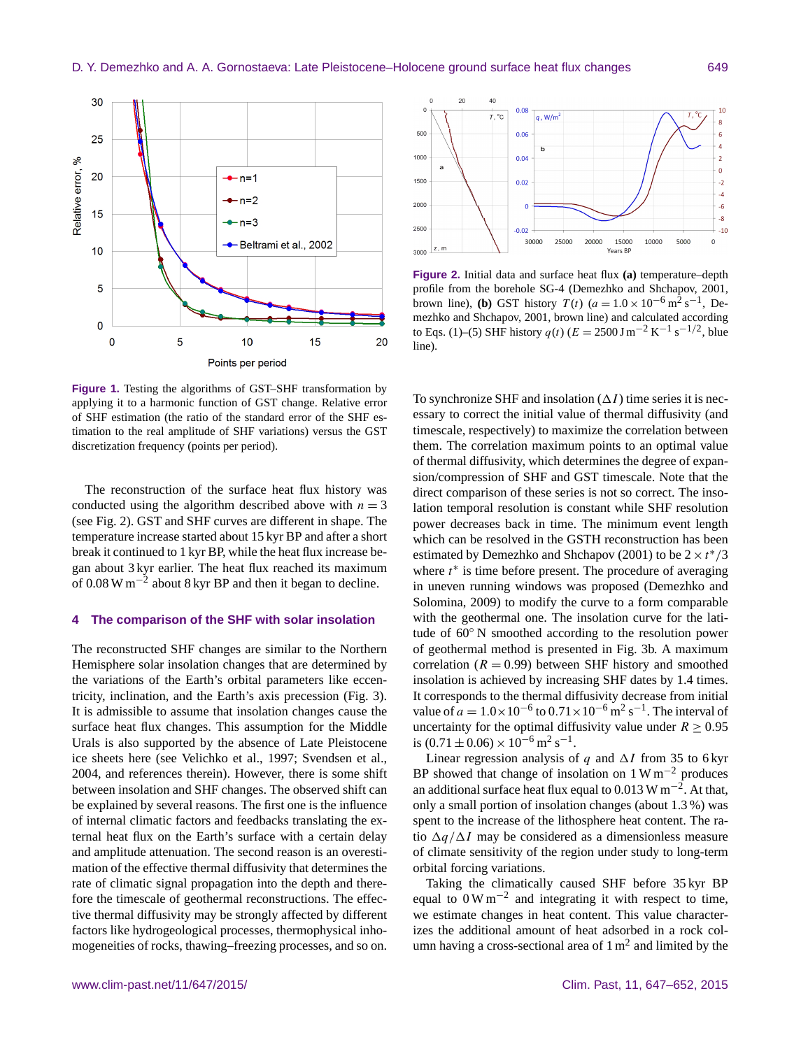**Figure 1.** Testing the algorithms of GST–SHF transformation by applying it to a harmonic function of GST change. Relative error of SHF estimation (the ratio of the standard error of the SHF estimation to the real amplitude of SHF variations) versus the GST discretization frequency (points per period).

**Figure 2.** Initial data and surface heat flux **(a)** temperature–depth profile from the borehole SG-4 (Demezhko and Shchapov, 2001, brown line), **(b)** GST history $T(t)$ ($a = 1.0 \times 10^{-6}\,\mathrm{m^2\,s^{-1}}$, Demezhko and Shchapov, 2001, brown line) and calculated according to Eqs. (1)–(5) SHF history $q(t)$ ($E = 2500\,\mathrm{J\,m^{-2}\,K^{-1}\,s^{-1/2}}$, blue line).

The reconstruction of the surface heat flux history was conducted using the algorithm described above with $n = 3$ (see Fig. 2). GST and SHF curves are different in shape. The temperature increase started about 15 kyr BP and after a short break it continued to 1 kyr BP, while the heat flux increase began about 3 kyr earlier. The heat flux reached its maximum of $0.08\,\mathrm{W\,m^{-2}}$ about 8 kyr BP and then it began to decline.

## 4 The comparison of the SHF with solar insolation

The reconstructed SHF changes are similar to the Northern Hemisphere solar insolation changes that are determined by the variations of the Earth's orbital parameters like eccentricity, inclination, and the Earth's axis precession (Fig. 3). It is admissible to assume that insolation changes cause the surface heat flux changes. This assumption for the Middle Urals is also supported by the absence of Late Pleistocene ice sheets here (see Velichko et al., 1997; Svendsen et al., 2004, and references therein). However, there is some shift between insolation and SHF changes. The observed shift can be explained by several reasons. The first one is the influence of internal climatic factors and feedbacks translating the external heat flux on the Earth's surface with a certain delay and amplitude attenuation. The second reason is an overestimation of the effective thermal diffusivity that determines the rate of climatic signal propagation into the depth and therefore the timescale of geothermal reconstructions. The effective thermal diffusivity may be strongly affected by different factors like hydrogeological processes, thermophysical inhomogeneities of rocks, thawing–freezing processes, and so on.

To synchronize SHF and insolation ($\Delta I$) time series it is necessary to correct the initial value of thermal diffusivity (and timescale, respectively) to maximize the correlation between them. The correlation maximum points to an optimal value of thermal diffusivity, which determines the degree of expansion/compression of SHF and GST timescale. Note that the direct comparison of these series is not so correct. The insolation temporal resolution is constant while SHF resolution power decreases back in time. The minimum event length which can be resolved in the GSTH reconstruction has been estimated by Demezhko and Shchapov (2001) to be $2 \times t^*/3$ where $t^*$ is time before present. The procedure of averaging in uneven running windows was proposed (Demezhko and Solomina, 2009) to modify the curve to a form comparable with the geothermal one. The insolation curve for the latitude of 60° N smoothed according to the resolution power of geothermal method is presented in Fig. 3b. A maximum correlation ($R = 0.99$) between SHF history and smoothed insolation is achieved by increasing SHF dates by 1.4 times. It corresponds to the thermal diffusivity decrease from initial value of $a = 1.0 \times 10^{-6}$ to $0.71 \times 10^{-6}\,\mathrm{m^2\,s^{-1}}$. The interval of uncertainty for the optimal diffusivity value under $R \geq 0.95$ is $(0.71 \pm 0.06) \times 10^{-6}\,\mathrm{m^2\,s^{-1}}$.

Linear regression analysis of $q$ and $\Delta I$ from 35 to 6 kyr BP showed that change of insolation on $1\,\mathrm{W\,m^{-2}}$ produces an additional surface heat flux equal to $0.013\,\mathrm{W\,m^{-2}}$. At that, only a small portion of insolation changes (about 1.3 %) was spent to the increase of the lithosphere heat content. The ratio $\Delta q/\Delta I$ may be considered as a dimensionless measure of climate sensitivity of the region under study to long-term orbital forcing variations.

Taking the climatically caused SHF before 35 kyr BP equal to $0\,\mathrm{W\,m^{-2}}$ and integrating it with respect to time, we estimate changes in heat content. This value characterizes the additional amount of heat adsorbed in a rock column having a cross-sectional area of $1\,\mathrm{m^2}$ and limited by the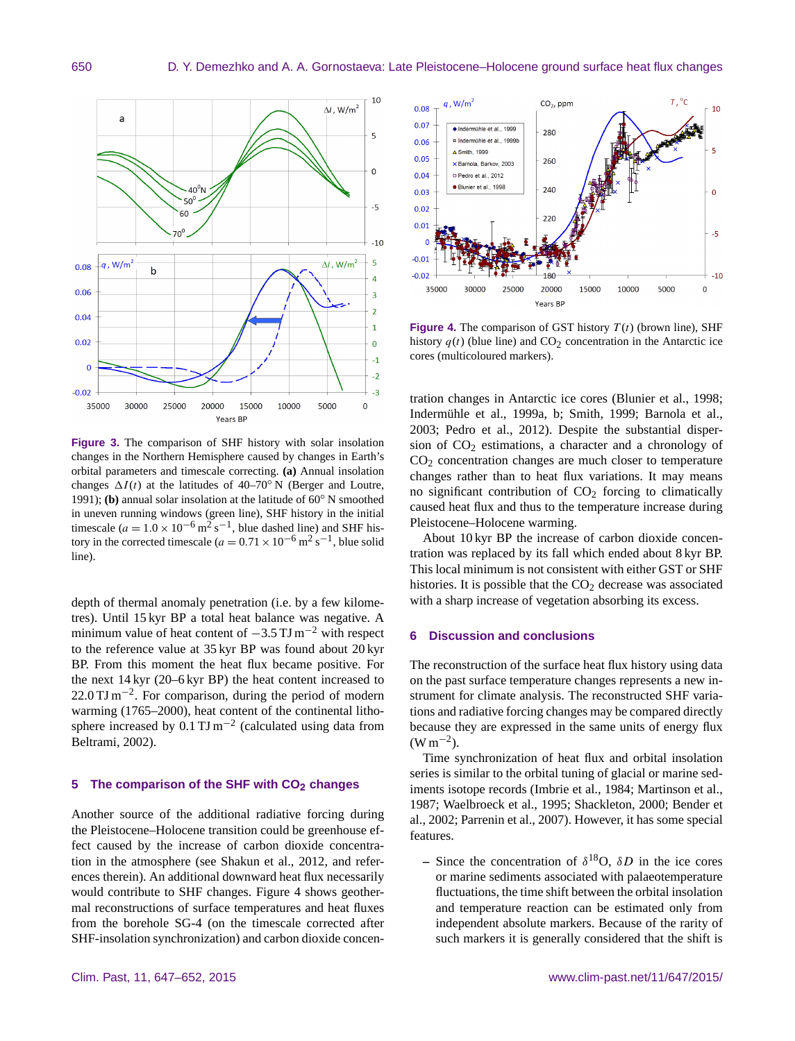**Figure 3.** The comparison of SHF history with solar insolation changes in the Northern Hemisphere caused by changes in Earth's orbital parameters and timescale correcting. **(a)** Annual insolation changes $\Delta I(t)$ at the latitudes of 40–70° N (Berger and Loutre, 1991); **(b)** annual solar insolation at the latitude of 60° N smoothed in uneven running windows (green line), SHF history in the initial timescale ($a = 1.0 \times 10^{-6}\,\mathrm{m^2\,s^{-1}}$, blue dashed line) and SHF history in the corrected timescale ($a = 0.71 \times 10^{-6}\,\mathrm{m^2\,s^{-1}}$, blue solid line).

depth of thermal anomaly penetration (i.e. by a few kilometres). Until 15 kyr BP a total heat balance was negative. A minimum value of heat content of $-3.5\,\mathrm{TJ\,m^{-2}}$ with respect to the reference value at 35 kyr BP was found about 20 kyr BP. From this moment the heat flux became positive. For the next 14 kyr (20–6 kyr BP) the heat content increased to $22.0\,\mathrm{TJ\,m^{-2}}$. For comparison, during the period of modern warming (1765–2000), heat content of the continental lithosphere increased by $0.1\,\mathrm{TJ\,m^{-2}}$ (calculated using data from Beltrami, 2002).

## 5 The comparison of the SHF with $CO_2$ changes

Another source of the additional radiative forcing during the Pleistocene–Holocene transition could be greenhouse effect caused by the increase of carbon dioxide concentration in the atmosphere (see Shakun et al., 2012, and references therein). An additional downward heat flux necessarily would contribute to SHF changes. Figure 4 shows geothermal reconstructions of surface temperatures and heat fluxes from the borehole SG-4 (on the timescale corrected after SHF-insolation synchronization) and carbon dioxide concentration changes in Antarctic ice cores (Blunier et al., 1998; Indermühle et al., 1999a, b; Smith, 1999; Barnola et al., 2003; Pedro et al., 2012). Despite the substantial dispersion of $CO_2$ estimations, a character and a chronology of $CO_2$ concentration changes are much closer to temperature changes rather than to heat flux variations. It may means no significant contribution of $CO_2$ forcing to climatically caused heat flux and thus to the temperature increase during Pleistocene–Holocene warming.

About 10 kyr BP the increase of carbon dioxide concentration was replaced by its fall which ended about 8 kyr BP. This local minimum is not consistent with either GST or SHF histories. It is possible that the $CO_2$ decrease was associated with a sharp increase of vegetation absorbing its excess.

**Figure 4.** The comparison of GST history $T(t)$ (brown line), SHF history $q(t)$ (blue line) and $CO_2$ concentration in the Antarctic ice cores (multicoloured markers).

## 6 Discussion and conclusions

The reconstruction of the surface heat flux history using data on the past surface temperature changes represents a new instrument for climate analysis. The reconstructed SHF variations and radiative forcing changes may be compared directly because they are expressed in the same units of energy flux ($\mathrm{W\,m^{-2}}$).

Time synchronization of heat flux and orbital insolation series is similar to the orbital tuning of glacial or marine sediments isotope records (Imbrie et al., 1984; Martinson et al., 1987; Waelbroeck et al., 1995; Shackleton, 2000; Bender et al., 2002; Parrenin et al., 2007). However, it has some special features.

– Since the concentration of $\delta^{18}O$, $\delta D$ in the ice cores or marine sediments associated with palaeotemperature fluctuations, the time shift between the orbital insolation and temperature reaction can be estimated only from independent absolute markers. Because of the rarity of such markers it is generally considered that the shift is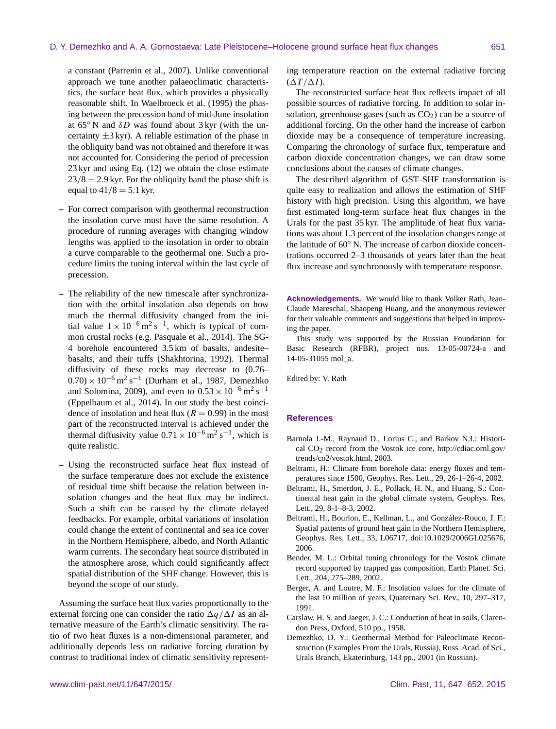a constant (Parrenin et al., 2007). Unlike conventional approach we tune another palaeoclimatic characteristics, the surface heat flux, which provides a physically reasonable shift. In Waelbroeck et al. (1995) the phasing between the precession band of mid-June insolation at 65° N and $\delta D$ was found about 3 kyr (with the uncertainty ±3 kyr). A reliable estimation of the phase in the obliquity band was not obtained and therefore it was not accounted for. Considering the period of precession 23 kyr and using Eq. (12) we obtain the close estimate $23/8 = 2.9$ kyr. For the obliquity band the phase shift is equal to $41/8 = 5.1$ kyr.

- For correct comparison with geothermal reconstruction the insolation curve must have the same resolution. A procedure of running averages with changing window lengths was applied to the insolation in order to obtain a curve comparable to the geothermal one. Such a procedure limits the tuning interval within the last cycle of precession.

- The reliability of the new timescale after synchronization with the orbital insolation also depends on how much the thermal diffusivity changed from the initial value $1 \times 10^{-6}\,\mathrm{m^2\,s^{-1}}$, which is typical of common crustal rocks (e.g. Pasquale et al., 2014). The SG-4 borehole encountered 3.5 km of basalts, andesite–basalts, and their tuffs (Shakhtorina, 1992). Thermal diffusivity of these rocks may decrease to $(0.76–0.70) \times 10^{-6}\,\mathrm{m^2\,s^{-1}}$ (Durham et al., 1987, Demezhko and Solomina, 2009), and even to $0.53 \times 10^{-6}\,\mathrm{m^2\,s^{-1}}$ (Eppelbaum et al., 2014). In our study the best coincidence of insolation and heat flux ($R = 0.99$) in the most part of the reconstructed interval is achieved under the thermal diffusivity value $0.71 \times 10^{-6}\,\mathrm{m^2\,s^{-1}}$, which is quite realistic.

- Using the reconstructed surface heat flux instead of the surface temperature does not exclude the existence of residual time shift because the relation between insolation changes and the heat flux may be indirect. Such a shift can be caused by the climate delayed feedbacks. For example, orbital variations of insolation could change the extent of continental and sea ice cover in the Northern Hemisphere, albedo, and North Atlantic warm currents. The secondary heat source distributed in the atmosphere arose, which could significantly affect spatial distribution of the SHF change. However, this is beyond the scope of our study.

Assuming the surface heat flux varies proportionally to the external forcing one can consider the ratio $\Delta q/\Delta I$ as an alternative measure of the Earth's climatic sensitivity. The ratio of two heat fluxes is a non-dimensional parameter, and additionally depends less on radiative forcing duration by contrast to traditional index of climatic sensitivity representing temperature reaction on the external radiative forcing ($\Delta T/\Delta I$).

The reconstructed surface heat flux reflects impact of all possible sources of radiative forcing. In addition to solar insolation, greenhouse gases (such as $CO_2$) can be a source of additional forcing. On the other hand the increase of carbon dioxide may be a consequence of temperature increasing. Comparing the chronology of surface flux, temperature and carbon dioxide concentration changes, we can draw some conclusions about the causes of climate changes.

The described algorithm of GST–SHF transformation is quite easy to realization and allows the estimation of SHF history with high precision. Using this algorithm, we have first estimated long-term surface heat flux changes in the Urals for the past 35 kyr. The amplitude of heat flux variations was about 1.3 percent of the insolation changes range at the latitude of 60° N. The increase of carbon dioxide concentrations occurred 2–3 thousands of years later than the heat flux increase and synchronously with temperature response.

**Acknowledgements.** We would like to thank Volker Rath, Jean-Claude Mareschal, Shaopeng Huang, and the anonymous reviewer for their valuable comments and suggestions that helped in improving the paper.

This study was supported by the Russian Foundation for Basic Research (RFBR), project nos. 13-05-00724-a and 14-05-31055 mol_a.

Edited by: V. Rath

## References

Barnola J.-M., Raynaud D., Lorius C., and Barkov N.I.: Historical $CO_2$ record from the Vostok ice core, http://cdiac.ornl.gov/trends/co2/vostok.html, 2003.

Beltrami, H.: Climate from borehole data: energy fluxes and temperatures since 1500, Geophys. Res. Lett., 29, 26-1–26-4, 2002.

Beltrami, H., Smerdon, J. E., Pollack, H. N., and Huang, S.: Continental heat gain in the global climate system, Geophys. Res. Lett., 29, 8-1–8-3, 2002.

Beltrami, H., Bourlon, E., Kellman, L., and González-Rouco, J. F.: Spatial patterns of ground heat gain in the Northern Hemisphere, Geophys. Res. Lett., 33, L06717, doi:10.1029/2006GL025676, 2006.

Bender, M. L.: Orbital tuning chronology for the Vostok climate record supported by trapped gas composition, Earth Planet. Sci. Lett., 204, 275–289, 2002.

Berger, A. and Loutre, M. F.: Insolation values for the climate of the last 10 million of years, Quaternary Sci. Rev., 10, 297–317, 1991.

Carslaw, H. S. and Jaeger, J. C.: Conduction of heat in soils, Clarendon Press, Oxford, 510 pp., 1958.

Demezhko, D. Y.: Geothermal Method for Paleoclimate Reconstruction (Examples From the Urals, Russia), Russ. Acad. of Sci., Urals Branch, Ekaterinburg, 143 pp., 2001 (in Russian).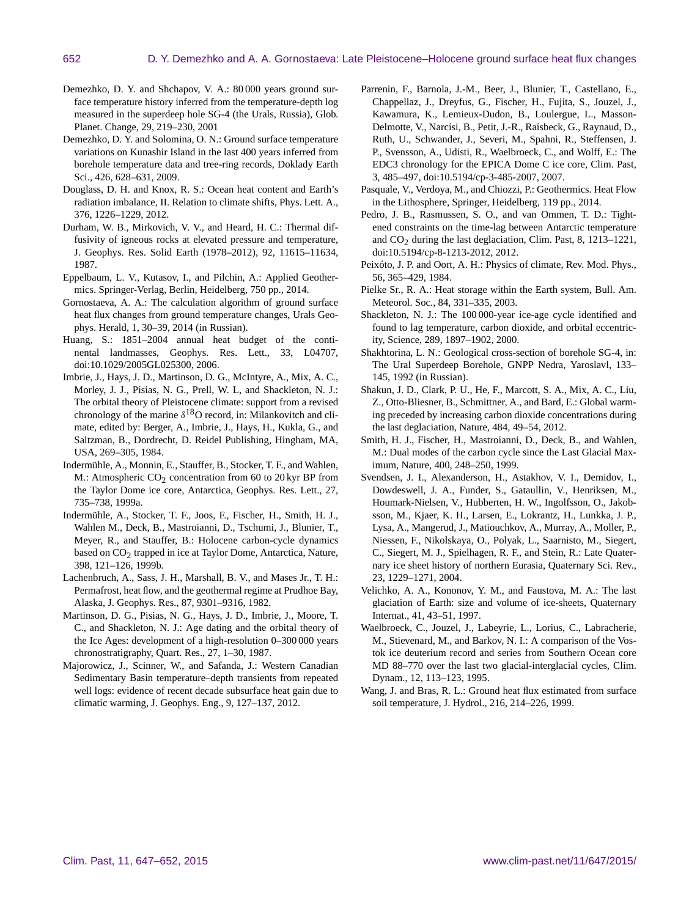Demezhko, D. Y. and Shchapov, V. A.: 80 000 years ground surface temperature history inferred from the temperature-depth log measured in the superdeep hole SG-4 (the Urals, Russia), Glob. Planet. Change, 29, 219–230, 2001

Demezhko, D. Y. and Solomina, O. N.: Ground surface temperature variations on Kunashir Island in the last 400 years inferred from borehole temperature data and tree-ring records, Doklady Earth Sci., 426, 628–631, 2009.

Douglass, D. H. and Knox, R. S.: Ocean heat content and Earth's radiation imbalance, II. Relation to climate shifts, Phys. Lett. A., 376, 1226–1229, 2012.

Durham, W. B., Mirkovich, V. V., and Heard, H. C.: Thermal diffusivity of igneous rocks at elevated pressure and temperature, J. Geophys. Res. Solid Earth (1978–2012), 92, 11615–11634, 1987.

Eppelbaum, L. V., Kutasov, I., and Pilchin, A.: Applied Geothermics. Springer-Verlag, Berlin, Heidelberg, 750 pp., 2014.

Gornostaeva, A. A.: The calculation algorithm of ground surface heat flux changes from ground temperature changes, Urals Geophys. Herald, 1, 30–39, 2014 (in Russian).

Huang, S.: 1851–2004 annual heat budget of the continental landmasses, Geophys. Res. Lett., 33, L04707, doi:10.1029/2005GL025300, 2006.

Imbrie, J., Hays, J. D., Martinson, D. G., McIntyre, A., Mix, A. C., Morley, J. J., Pisias, N. G., Prell, W. L, and Shackleton, N. J.: The orbital theory of Pleistocene climate: support from a revised chronology of the marine $\delta^{18}$O record, in: Milankovitch and climate, edited by: Berger, A., Imbrie, J., Hays, H., Kukla, G., and Saltzman, B., Dordrecht, D. Reidel Publishing, Hingham, MA, USA, 269–305, 1984.

Indermühle, A., Monnin, E., Stauffer, B., Stocker, T. F., and Wahlen, M.: Atmospheric $CO_2$ concentration from 60 to 20 kyr BP from the Taylor Dome ice core, Antarctica, Geophys. Res. Lett., 27, 735–738, 1999a.

Indermühle, A., Stocker, T. F., Joos, F., Fischer, H., Smith, H. J., Wahlen M., Deck, B., Mastroianni, D., Tschumi, J., Blunier, T., Meyer, R., and Stauffer, B.: Holocene carbon-cycle dynamics based on $CO_2$ trapped in ice at Taylor Dome, Antarctica, Nature, 398, 121–126, 1999b.

Lachenbruch, A., Sass, J. H., Marshall, B. V., and Mases Jr., T. H.: Permafrost, heat flow, and the geothermal regime at Prudhoe Bay, Alaska, J. Geophys. Res., 87, 9301–9316, 1982.

Martinson, D. G., Pisias, N. G., Hays, J. D., Imbrie, J., Moore, T. C., and Shackleton, N. J.: Age dating and the orbital theory of the Ice Ages: development of a high-resolution 0–300 000 years chronostratigraphy, Quart. Res., 27, 1–30, 1987.

Majorowicz, J., Scinner, W., and Safanda, J.: Western Canadian Sedimentary Basin temperature–depth transients from repeated well logs: evidence of recent decade subsurface heat gain due to climatic warming, J. Geophys. Eng., 9, 127–137, 2012.

Parrenin, F., Barnola, J.-M., Beer, J., Blunier, T., Castellano, E., Chappellaz, J., Dreyfus, G., Fischer, H., Fujita, S., Jouzel, J., Kawamura, K., Lemieux-Dudon, B., Loulergue, L., Masson-Delmotte, V., Narcisi, B., Petit, J.-R., Raisbeck, G., Raynaud, D., Ruth, U., Schwander, J., Severi, M., Spahni, R., Steffensen, J. P., Svensson, A., Udisti, R., Waelbroeck, C., and Wolff, E.: The EDC3 chronology for the EPICA Dome C ice core, Clim. Past, 3, 485–497, doi:10.5194/cp-3-485-2007, 2007.

Pasquale, V., Verdoya, M., and Chiozzi, P.: Geothermics. Heat Flow in the Lithosphere, Springer, Heidelberg, 119 pp., 2014.

Pedro, J. B., Rasmussen, S. O., and van Ommen, T. D.: Tightened constraints on the time-lag between Antarctic temperature and $CO_2$ during the last deglaciation, Clim. Past, 8, 1213–1221, doi:10.5194/cp-8-1213-2012, 2012.

Peixóto, J. P. and Oort, A. H.: Physics of climate, Rev. Mod. Phys., 56, 365–429, 1984.

Pielke Sr., R. A.: Heat storage within the Earth system, Bull. Am. Meteorol. Soc., 84, 331–335, 2003.

Shackleton, N. J.: The 100 000-year ice-age cycle identified and found to lag temperature, carbon dioxide, and orbital eccentricity, Science, 289, 1897–1902, 2000.

Shakhtorina, L. N.: Geological cross-section of borehole SG-4, in: The Ural Superdeep Borehole, GNPP Nedra, Yaroslavl, 133–145, 1992 (in Russian).

Shakun, J. D., Clark, P. U., He, F., Marcott, S. A., Mix, A. C., Liu, Z., Otto-Bliesner, B., Schmittner, A., and Bard, E.: Global warming preceded by increasing carbon dioxide concentrations during the last deglaciation, Nature, 484, 49–54, 2012.

Smith, H. J., Fischer, H., Mastroianni, D., Deck, B., and Wahlen, M.: Dual modes of the carbon cycle since the Last Glacial Maximum, Nature, 400, 248–250, 1999.

Svendsen, J. I., Alexanderson, H., Astakhov, V. I., Demidov, I., Dowdeswell, J. A., Funder, S., Gataullin, V., Henriksen, M., Houmark-Nielsen, V., Hubberten, H. W., Ingolfsson, O., Jakobsson, M., Kjaer, K. H., Larsen, E., Lokrantz, H., Lunkka, J. P., Lysa, A., Mangerud, J., Matiouchkov, A., Murray, A., Moller, P., Niessen, F., Nikolskaya, O., Polyak, L., Saarnisto, M., Siegert, C., Siegert, M. J., Spielhagen, R. F., and Stein, R.: Late Quaternary ice sheet history of northern Eurasia, Quaternary Sci. Rev., 23, 1229–1271, 2004.

Velichko, A. A., Kononov, Y. M., and Faustova, M. A.: The last glaciation of Earth: size and volume of ice-sheets, Quaternary Internat., 41, 43–51, 1997.

Waelbroeck, C., Jouzel, J., Labeyrie, L., Lorius, C., Labracherie, M., Stievenard, M., and Barkov, N. I.: A comparison of the Vostok ice deuterium record and series from Southern Ocean core MD 88–770 over the last two glacial-interglacial cycles, Clim. Dynam., 12, 113–123, 1995.

Wang, J. and Bras, R. L.: Ground heat flux estimated from surface soil temperature, J. Hydrol., 216, 214–226, 1999.